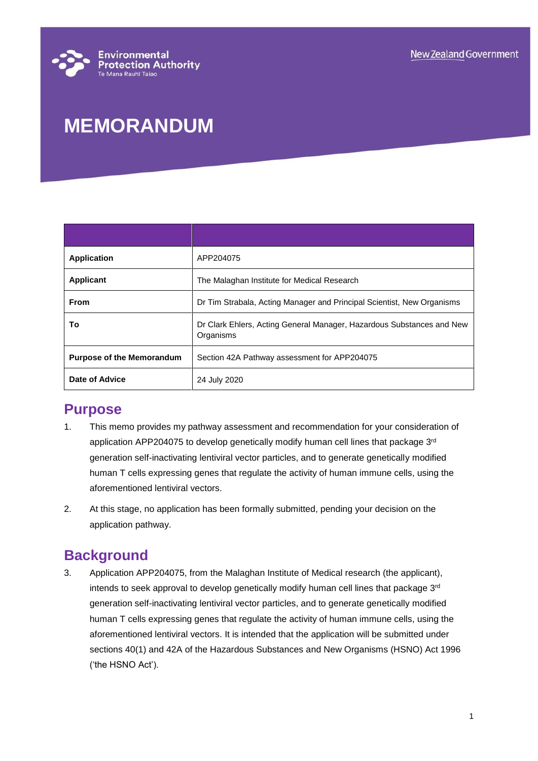Environmental Protection Authority
Te Mana Rauhī Taiao

New Zealand Government

# MEMORANDUM

| | |
|---|---|
| **Application** | APP204075 |
| **Applicant** | The Malaghan Institute for Medical Research |
| **From** | Dr Tim Strabala, Acting Manager and Principal Scientist, New Organisms |
| **To** | Dr Clark Ehlers, Acting General Manager, Hazardous Substances and New Organisms |
| **Purpose of the Memorandum** | Section 42A Pathway assessment for APP204075 |
| **Date of Advice** | 24 July 2020 |

## Purpose

1. This memo provides my pathway assessment and recommendation for your consideration of application APP204075 to develop genetically modify human cell lines that package 3rd generation self-inactivating lentiviral vector particles, and to generate genetically modified human T cells expressing genes that regulate the activity of human immune cells, using the aforementioned lentiviral vectors.

2. At this stage, no application has been formally submitted, pending your decision on the application pathway.

## Background

3. Application APP204075, from the Malaghan Institute of Medical research (the applicant), intends to seek approval to develop genetically modify human cell lines that package 3rd generation self-inactivating lentiviral vector particles, and to generate genetically modified human T cells expressing genes that regulate the activity of human immune cells, using the aforementioned lentiviral vectors. It is intended that the application will be submitted under sections 40(1) and 42A of the Hazardous Substances and New Organisms (HSNO) Act 1996 ('the HSNO Act').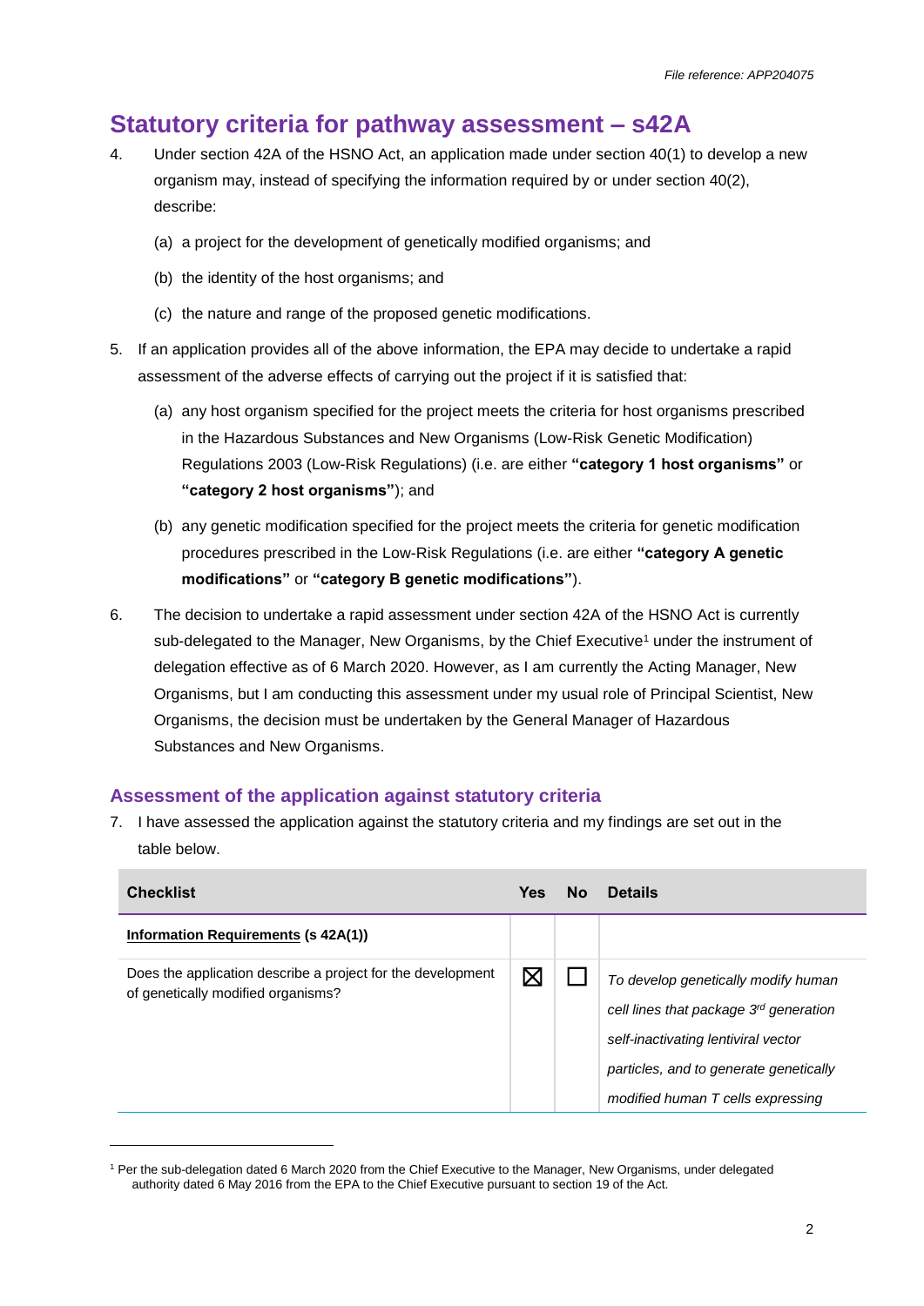## Statutory criteria for pathway assessment – s42A

4. Under section 42A of the HSNO Act, an application made under section 40(1) to develop a new organism may, instead of specifying the information required by or under section 40(2), describe:

   (a) a project for the development of genetically modified organisms; and

   (b) the identity of the host organisms; and

   (c) the nature and range of the proposed genetic modifications.

5. If an application provides all of the above information, the EPA may decide to undertake a rapid assessment of the adverse effects of carrying out the project if it is satisfied that:

   (a) any host organism specified for the project meets the criteria for host organisms prescribed in the Hazardous Substances and New Organisms (Low-Risk Genetic Modification) Regulations 2003 (Low-Risk Regulations) (i.e. are either **"category 1 host organisms"** or **"category 2 host organisms"**); and

   (b) any genetic modification specified for the project meets the criteria for genetic modification procedures prescribed in the Low-Risk Regulations (i.e. are either **"category A genetic modifications"** or **"category B genetic modifications"**).

6. The decision to undertake a rapid assessment under section 42A of the HSNO Act is currently sub-delegated to the Manager, New Organisms, by the Chief Executive[1] under the instrument of delegation effective as of 6 March 2020. However, as I am currently the Acting Manager, New Organisms, but I am conducting this assessment under my usual role of Principal Scientist, New Organisms, the decision must be undertaken by the General Manager of Hazardous Substances and New Organisms.

### Assessment of the application against statutory criteria

7. I have assessed the application against the statutory criteria and my findings are set out in the table below.

| Checklist | Yes | No | Details |
|---|---|---|---|
| **Information Requirements (s 42A(1))** | | | |
| Does the application describe a project for the development of genetically modified organisms? | ☒ | ☐ | *To develop genetically modify human cell lines that package 3rd generation self-inactivating lentiviral vector particles, and to generate genetically modified human T cells expressing* |

[1] Per the sub-delegation dated 6 March 2020 from the Chief Executive to the Manager, New Organisms, under delegated authority dated 6 May 2016 from the EPA to the Chief Executive pursuant to section 19 of the Act.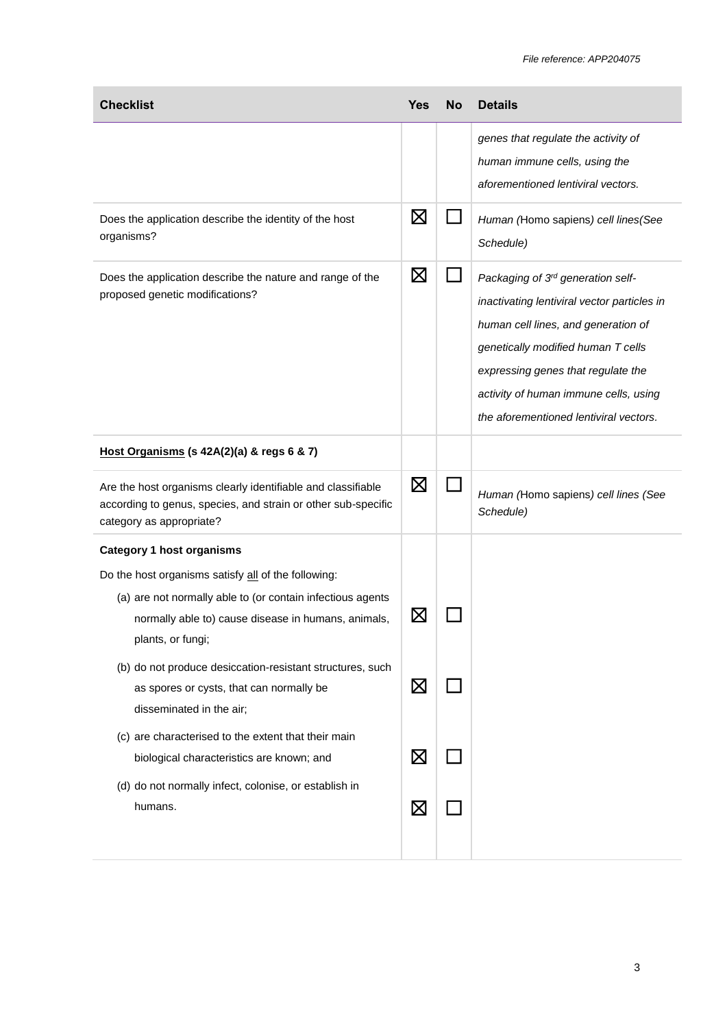| Checklist | Yes | No | Details |
|---|---|---|---|
| | | | *genes that regulate the activity of human immune cells, using the aforementioned lentiviral vectors.* |
| Does the application describe the identity of the host organisms? | ☒ | ☐ | *Human (*Homo sapiens*) cell lines(See Schedule)* |
| Does the application describe the nature and range of the proposed genetic modifications? | ☒ | ☐ | *Packaging of 3rd generation self-inactivating lentiviral vector particles in human cell lines, and generation of genetically modified human T cells expressing genes that regulate the activity of human immune cells, using the aforementioned lentiviral vectors.* |
| **<u>Host Organisms</u> (s 42A(2)(a) & regs 6 & 7)** | | | |
| Are the host organisms clearly identifiable and classifiable according to genus, species, and strain or other sub-specific category as appropriate? | ☒ | ☐ | *Human (*Homo sapiens*) cell lines (See Schedule)* |
| **Category 1 host organisms**<br><br>Do the host organisms satisfy <u>all</u> of the following: | | | |
| (a) are not normally able to (or contain infectious agents normally able to) cause disease in humans, animals, plants, or fungi; | ☒ | ☐ | |
| (b) do not produce desiccation-resistant structures, such as spores or cysts, that can normally be disseminated in the air; | ☒ | ☐ | |
| (c) are characterised to the extent that their main biological characteristics are known; and | ☒ | ☐ | |
| (d) do not normally infect, colonise, or establish in humans. | ☒ | ☐ | |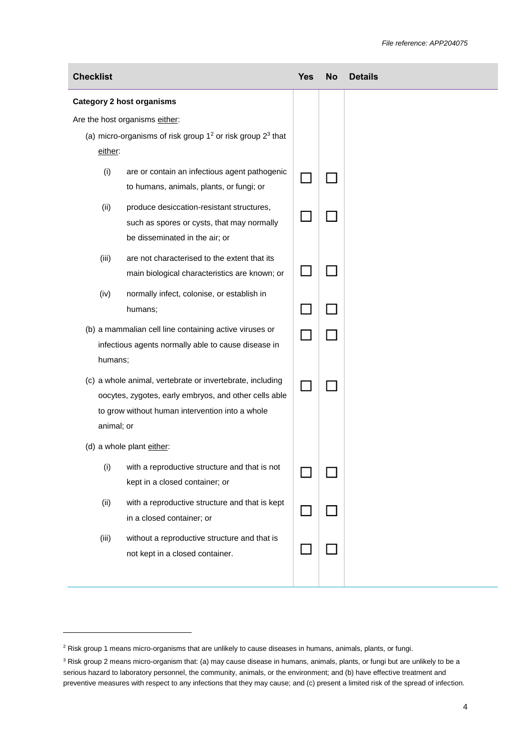| Checklist | Yes | No | Details |
|---|---|---|---|
| **Category 2 host organisms** | | | |
| Are the host organisms either: | | | |
| (a) micro-organisms of risk group 1[2] or risk group 2[3] that either: | | | |
| (i) are or contain an infectious agent pathogenic to humans, animals, plants, or fungi; or | ☐ | ☐ | |
| (ii) produce desiccation-resistant structures, such as spores or cysts, that may normally be disseminated in the air; or | ☐ | ☐ | |
| (iii) are not characterised to the extent that its main biological characteristics are known; or | ☐ | ☐ | |
| (iv) normally infect, colonise, or establish in humans; | ☐ | ☐ | |
| (b) a mammalian cell line containing active viruses or infectious agents normally able to cause disease in humans; | ☐ | ☐ | |
| (c) a whole animal, vertebrate or invertebrate, including oocytes, zygotes, early embryos, and other cells able to grow without human intervention into a whole animal; or | ☐ | ☐ | |
| (d) a whole plant either: | | | |
| (i) with a reproductive structure and that is not kept in a closed container; or | ☐ | ☐ | |
| (ii) with a reproductive structure and that is kept in a closed container; or | ☐ | ☐ | |
| (iii) without a reproductive structure and that is not kept in a closed container. | ☐ | ☐ | |

[2] Risk group 1 means micro-organisms that are unlikely to cause diseases in humans, animals, plants, or fungi.

[3] Risk group 2 means micro-organism that: (a) may cause disease in humans, animals, plants, or fungi but are unlikely to be a serious hazard to laboratory personnel, the community, animals, or the environment; and (b) have effective treatment and preventive measures with respect to any infections that they may cause; and (c) present a limited risk of the spread of infection.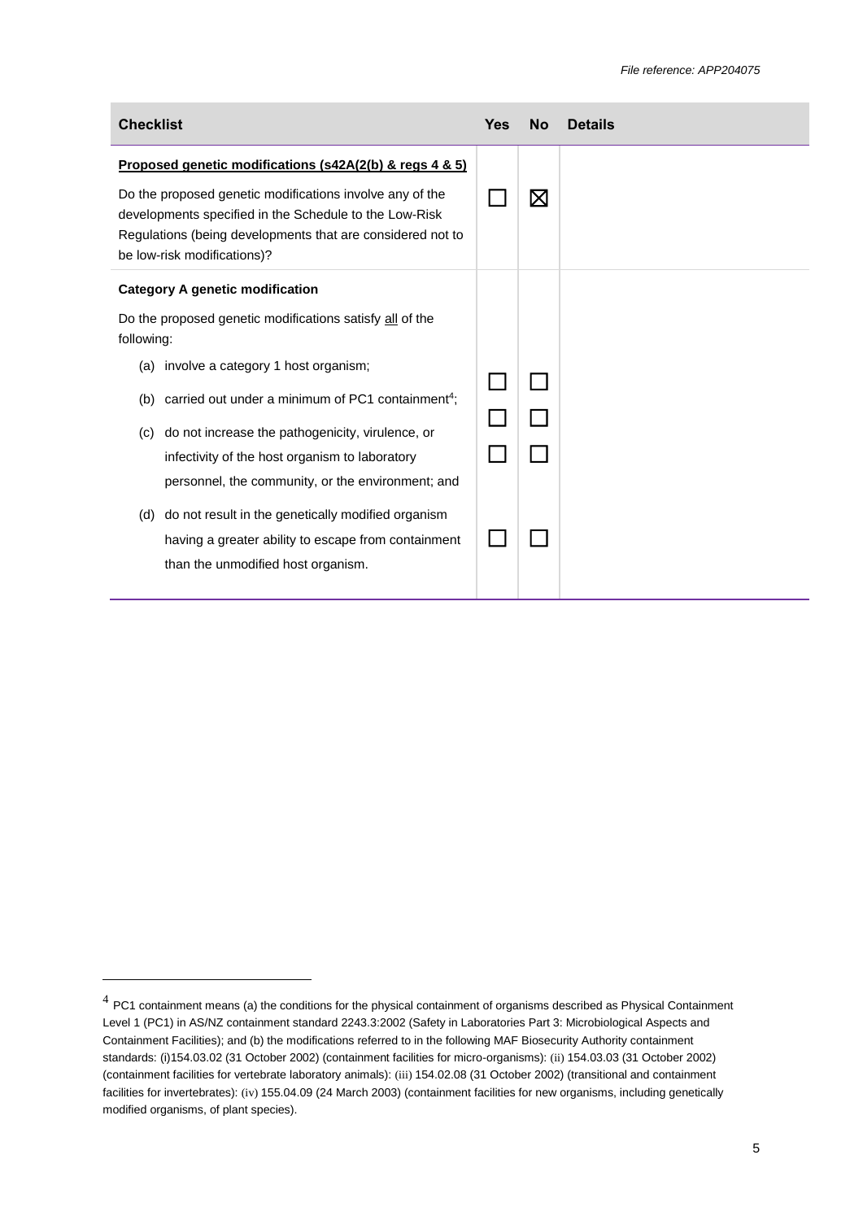| Checklist | Yes | No | Details |
|---|---|---|---|
| **Proposed genetic modifications (s42A(2(b) & regs 4 & 5)** | | | |
| Do the proposed genetic modifications involve any of the developments specified in the Schedule to the Low-Risk Regulations (being developments that are considered not to be low-risk modifications)? | ☐ | ☒ | |
| **Category A genetic modification** | | | |
| Do the proposed genetic modifications satisfy all of the following: | | | |
| (a) involve a category 1 host organism; | ☐ | ☐ | |
| (b) carried out under a minimum of PC1 containment[4]; | ☐ | ☐ | |
| (c) do not increase the pathogenicity, virulence, or infectivity of the host organism to laboratory personnel, the community, or the environment; and | ☐ | ☐ | |
| (d) do not result in the genetically modified organism having a greater ability to escape from containment than the unmodified host organism. | ☐ | ☐ | |

[4] PC1 containment means (a) the conditions for the physical containment of organisms described as Physical Containment Level 1 (PC1) in AS/NZ containment standard 2243.3:2002 (Safety in Laboratories Part 3: Microbiological Aspects and Containment Facilities); and (b) the modifications referred to in the following MAF Biosecurity Authority containment standards: (i)154.03.02 (31 October 2002) (containment facilities for micro-organisms): (ii) 154.03.03 (31 October 2002) (containment facilities for vertebrate laboratory animals): (iii) 154.02.08 (31 October 2002) (transitional and containment facilities for invertebrates): (iv) 155.04.09 (24 March 2003) (containment facilities for new organisms, including genetically modified organisms, of plant species).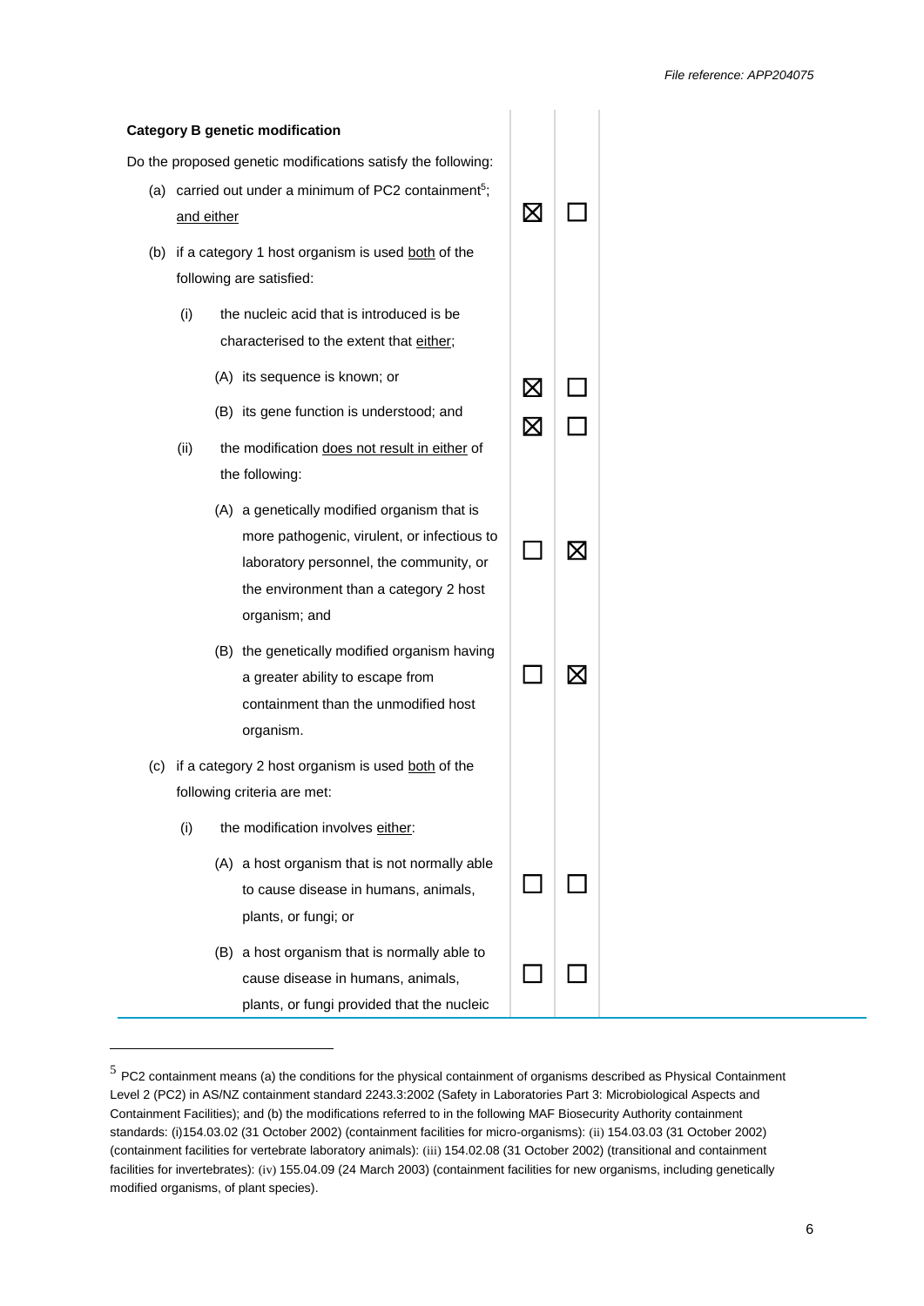**Category B genetic modification**

| Do the proposed genetic modifications satisfy the following: | | |
|---|---|---|
| (a) carried out under a minimum of PC2 containment[5]; <u>and either</u> | ☒ | ☐ |
| (b) if a category 1 host organism is used <u>both</u> of the following are satisfied: | | |
| (i) the nucleic acid that is introduced is be characterised to the extent that <u>either</u>; | | |
| (A) its sequence is known; or | ☒ | ☐ |
| (B) its gene function is understood; and | ☒ | ☐ |
| (ii) the modification <u>does not result in either</u> of the following: | | |
| (A) a genetically modified organism that is more pathogenic, virulent, or infectious to laboratory personnel, the community, or the environment than a category 2 host organism; and | ☐ | ☒ |
| (B) the genetically modified organism having a greater ability to escape from containment than the unmodified host organism. | ☐ | ☒ |
| (c) if a category 2 host organism is used <u>both</u> of the following criteria are met: | | |
| (i) the modification involves <u>either</u>: | | |
| (A) a host organism that is not normally able to cause disease in humans, animals, plants, or fungi; or | ☐ | ☐ |
| (B) a host organism that is normally able to cause disease in humans, animals, plants, or fungi provided that the nucleic | ☐ | ☐ |

[5] PC2 containment means (a) the conditions for the physical containment of organisms described as Physical Containment Level 2 (PC2) in AS/NZ containment standard 2243.3:2002 (Safety in Laboratories Part 3: Microbiological Aspects and Containment Facilities); and (b) the modifications referred to in the following MAF Biosecurity Authority containment standards: (i)154.03.02 (31 October 2002) (containment facilities for micro-organisms): (ii) 154.03.03 (31 October 2002) (containment facilities for vertebrate laboratory animals): (iii) 154.02.08 (31 October 2002) (transitional and containment facilities for invertebrates): (iv) 155.04.09 (24 March 2003) (containment facilities for new organisms, including genetically modified organisms, of plant species).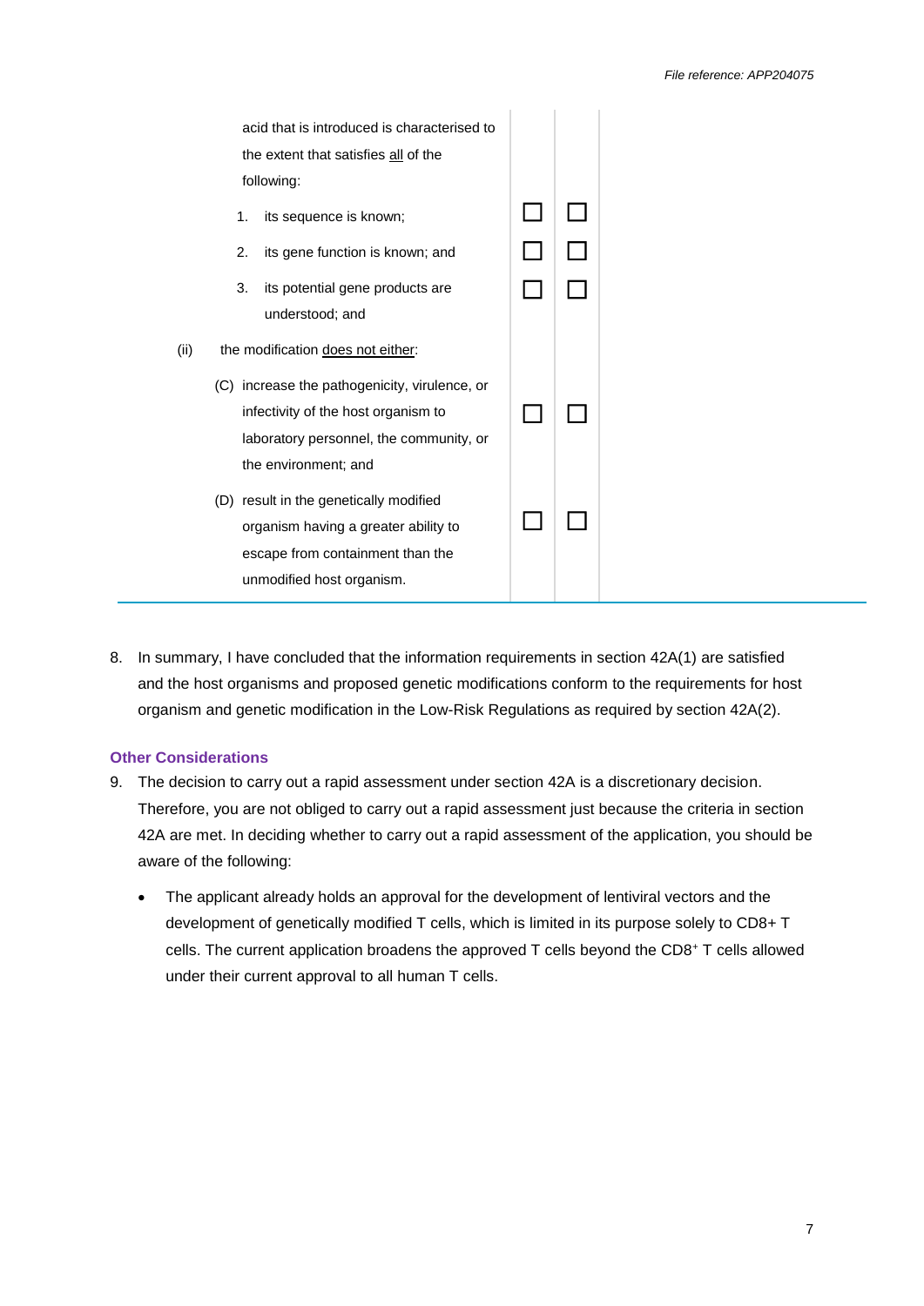| | | | |
|---|---|---|---|
| | acid that is introduced is characterised to the extent that satisfies <u>all</u> of the following: | | |
| | 1. its sequence is known; | ☐ | ☐ |
| | 2. its gene function is known; and | ☐ | ☐ |
| | 3. its potential gene products are understood; and | ☐ | ☐ |
| (ii) | the modification <u>does not either</u>: | | |
| | (C) increase the pathogenicity, virulence, or infectivity of the host organism to laboratory personnel, the community, or the environment; and | ☐ | ☐ |
| | (D) result in the genetically modified organism having a greater ability to escape from containment than the unmodified host organism. | ☐ | ☐ |

8. In summary, I have concluded that the information requirements in section 42A(1) are satisfied and the host organisms and proposed genetic modifications conform to the requirements for host organism and genetic modification in the Low-Risk Regulations as required by section 42A(2).

## Other Considerations

9. The decision to carry out a rapid assessment under section 42A is a discretionary decision. Therefore, you are not obliged to carry out a rapid assessment just because the criteria in section 42A are met. In deciding whether to carry out a rapid assessment of the application, you should be aware of the following:

   - The applicant already holds an approval for the development of lentiviral vectors and the development of genetically modified T cells, which is limited in its purpose solely to CD8+ T cells. The current application broadens the approved T cells beyond the $CD8^+$ T cells allowed under their current approval to all human T cells.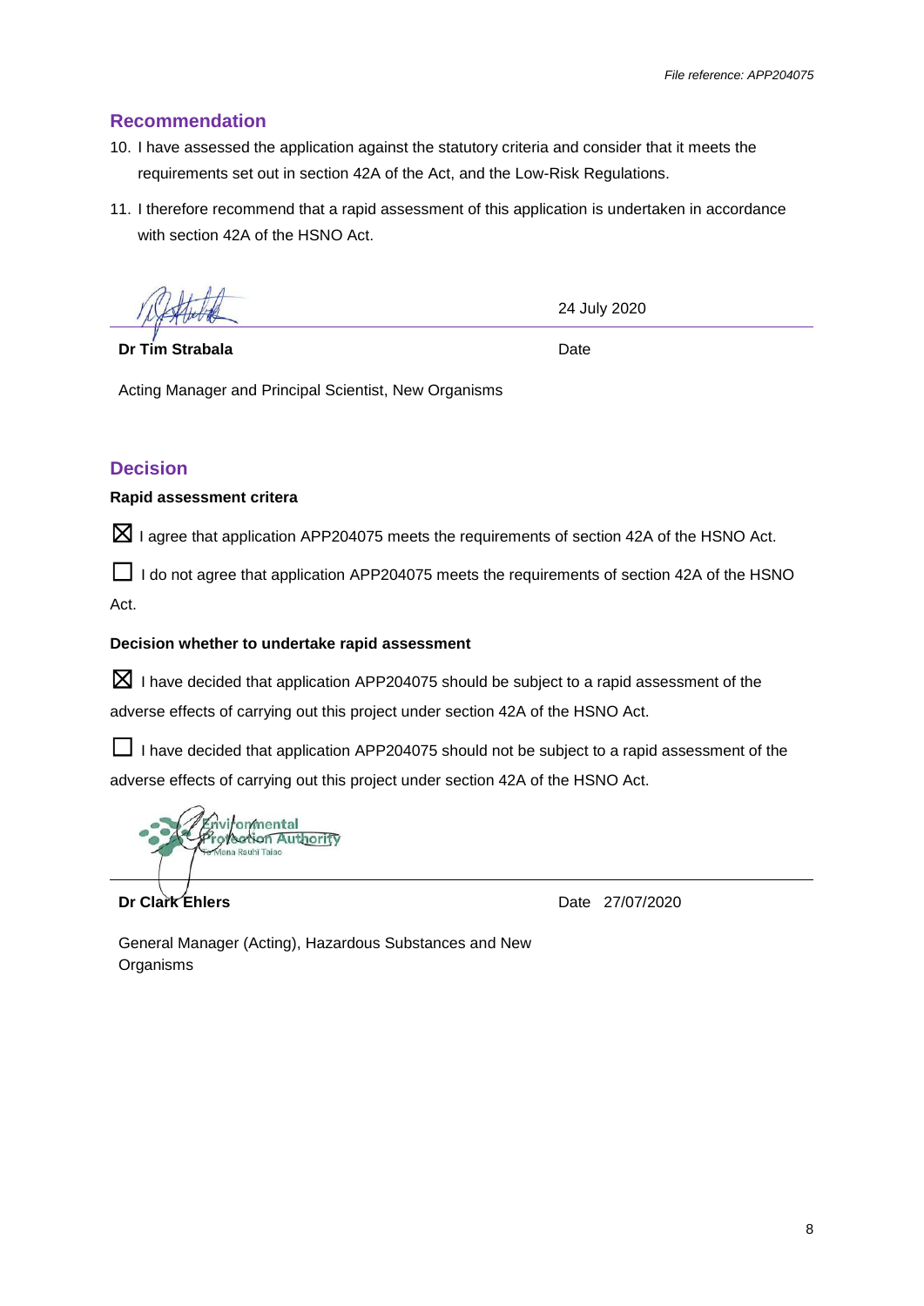## Recommendation

10. I have assessed the application against the statutory criteria and consider that it meets the requirements set out in section 42A of the Act, and the Low-Risk Regulations.

11. I therefore recommend that a rapid assessment of this application is undertaken in accordance with section 42A of the HSNO Act.

| | |
|---|---|
| | 24 July 2020 |
| **Dr Tim Strabala** | Date |

Acting Manager and Principal Scientist, New Organisms

## Decision

**Rapid assessment critera**

☒ I agree that application APP204075 meets the requirements of section 42A of the HSNO Act.

☐ I do not agree that application APP204075 meets the requirements of section 42A of the HSNO Act.

**Decision whether to undertake rapid assessment**

☒ I have decided that application APP204075 should be subject to a rapid assessment of the adverse effects of carrying out this project under section 42A of the HSNO Act.

☐ I have decided that application APP204075 should not be subject to a rapid assessment of the adverse effects of carrying out this project under section 42A of the HSNO Act.

| | |
|---|---|
| **Dr Clark Ehlers** | Date 27/07/2020 |

General Manager (Acting), Hazardous Substances and New Organisms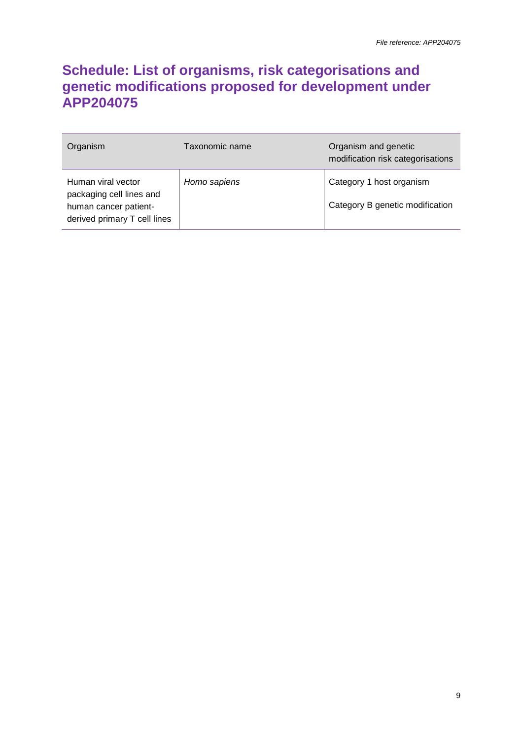# Schedule: List of organisms, risk categorisations and genetic modifications proposed for development under APP204075

| Organism | Taxonomic name | Organism and genetic modification risk categorisations |
|---|---|---|
| Human viral vector packaging cell lines and human cancer patient-derived primary T cell lines | *Homo sapiens* | Category 1 host organism<br><br>Category B genetic modification |